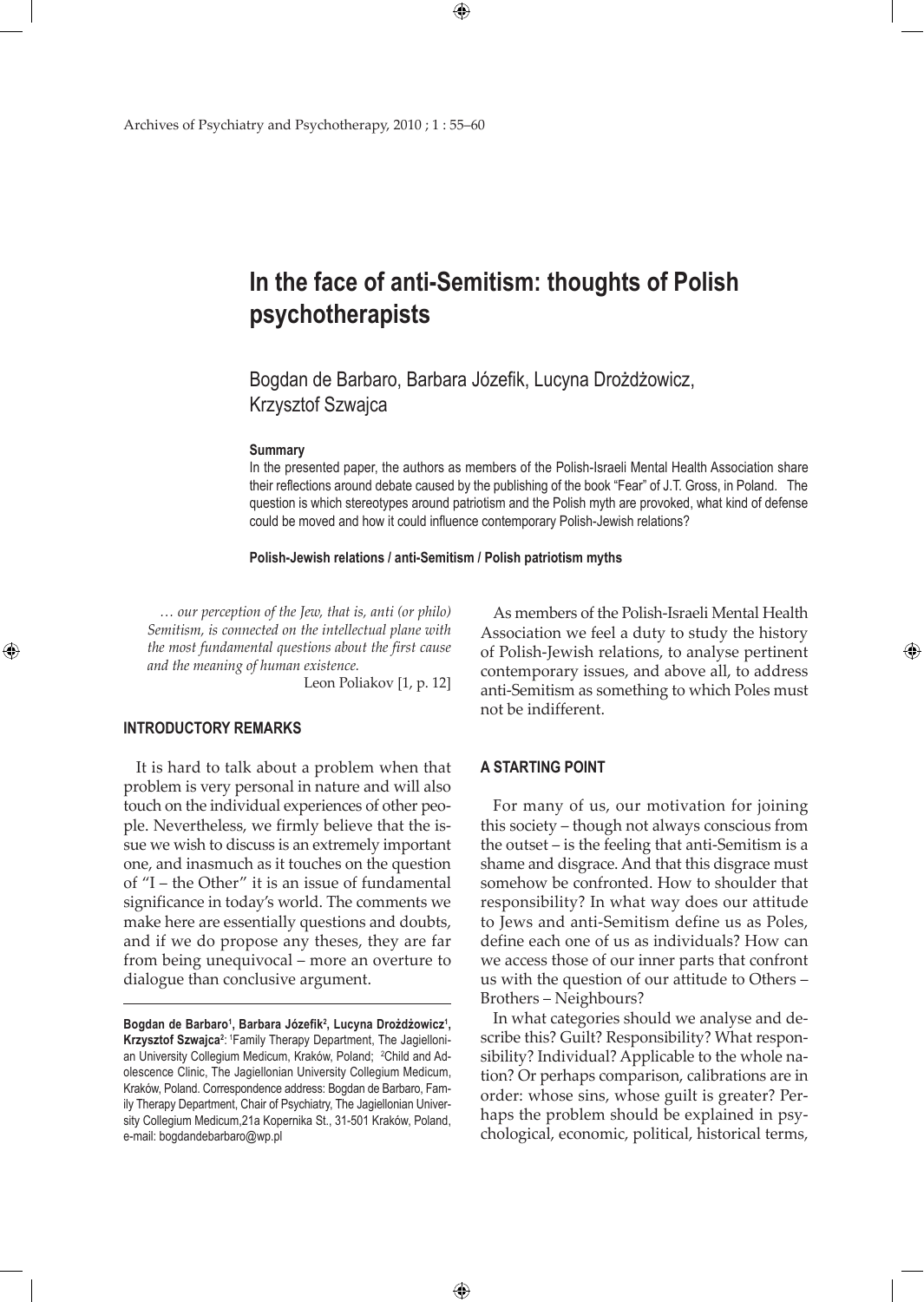# In the face of anti-Semitism: thoughts of Polish psychotherapists

Bogdan de Barbaro, Barbara Józefik, Lucyna Drożdżowicz, Krzysztof Szwajca

**Summary**

In the presented paper, the authors as members of the Polish-Israeli Mental Health Association share their reflections around debate caused by the publishing of the book "Fear" of J.T. Gross, in Poland. The question is which stereotypes around patriotism and the Polish myth are provoked, what kind of defense could be moved and how it could influence contemporary Polish-Jewish relations?

**Polish-Jewish relations / anti-Semitism / Polish patriotism myths**

> *… our perception of the Jew, that is, anti (or philo) Semitism, is connected on the intellectual plane with the most fundamental questions about the first cause and the meaning of human existence.*
>
> Leon Poliakov [1, p. 12]

## INTRODUCTORY REMARKS

It is hard to talk about a problem when that problem is very personal in nature and will also touch on the individual experiences of other people. Nevertheless, we firmly believe that the issue we wish to discuss is an extremely important one, and inasmuch as it touches on the question of "I – the Other" it is an issue of fundamental significance in today's world. The comments we make here are essentially questions and doubts, and if we do propose any theses, they are far from being unequivocal – more an overture to dialogue than conclusive argument.

**Bogdan de Barbaro[1], Barbara Józefik[2], Lucyna Drożdżowicz[1], Krzysztof Szwajca[2]**: [1]Family Therapy Department, The Jagiellonian University Collegium Medicum, Kraków, Poland; [2]Child and Adolescence Clinic, The Jagiellonian University Collegium Medicum, Kraków, Poland. Correspondence address: Bogdan de Barbaro, Family Therapy Department, Chair of Psychiatry, The Jagiellonian University Collegium Medicum,21a Kopernika St., 31-501 Kraków, Poland, e-mail: bogdandebarbaro@wp.pl

As members of the Polish-Israeli Mental Health Association we feel a duty to study the history of Polish-Jewish relations, to analyse pertinent contemporary issues, and above all, to address anti-Semitism as something to which Poles must not be indifferent.

## A STARTING POINT

For many of us, our motivation for joining this society – though not always conscious from the outset – is the feeling that anti-Semitism is a shame and disgrace. And that this disgrace must somehow be confronted. How to shoulder that responsibility? In what way does our attitude to Jews and anti-Semitism define us as Poles, define each one of us as individuals? How can we access those of our inner parts that confront us with the question of our attitude to Others – Brothers – Neighbours?

In what categories should we analyse and describe this? Guilt? Responsibility? What responsibility? Individual? Applicable to the whole nation? Or perhaps comparison, calibrations are in order: whose sins, whose guilt is greater? Perhaps the problem should be explained in psychological, economic, political, historical terms,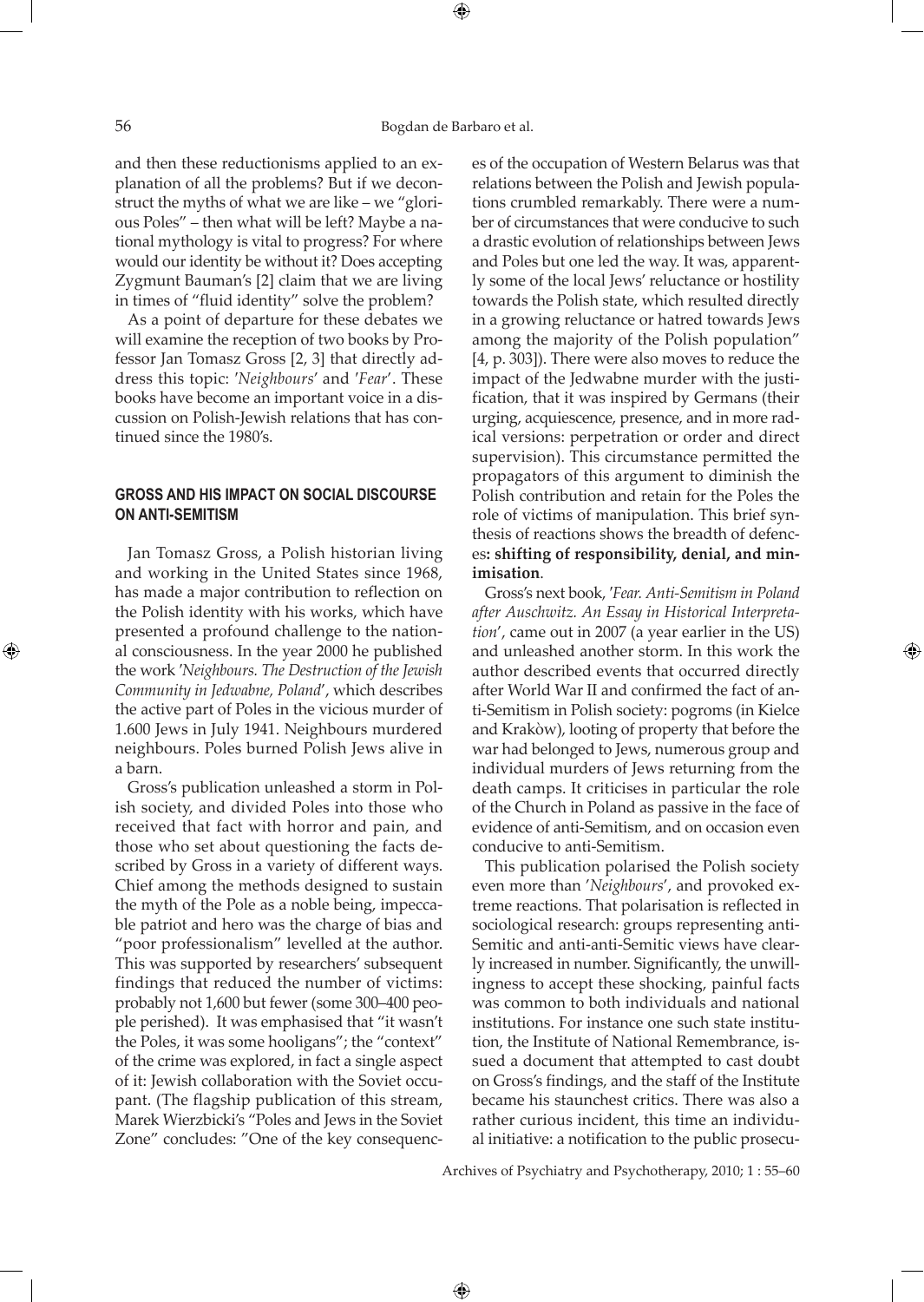and then these reductionisms applied to an explanation of all the problems? But if we deconstruct the myths of what we are like – we "glorious Poles" – then what will be left? Maybe a national mythology is vital to progress? For where would our identity be without it? Does accepting Zygmunt Bauman's [2] claim that we are living in times of "fluid identity" solve the problem?

As a point of departure for these debates we will examine the reception of two books by Professor Jan Tomasz Gross [2, 3] that directly address this topic: '*Neighbours*' and '*Fear*'. These books have become an important voice in a discussion on Polish-Jewish relations that has continued since the 1980's.

## GROSS AND HIS IMPACT ON SOCIAL DISCOURSE ON ANTI-SEMITISM

Jan Tomasz Gross, a Polish historian living and working in the United States since 1968, has made a major contribution to reflection on the Polish identity with his works, which have presented a profound challenge to the national consciousness. In the year 2000 he published the work '*Neighbours. The Destruction of the Jewish Community in Jedwabne, Poland*', which describes the active part of Poles in the vicious murder of 1.600 Jews in July 1941. Neighbours murdered neighbours. Poles burned Polish Jews alive in a barn.

Gross's publication unleashed a storm in Polish society, and divided Poles into those who received that fact with horror and pain, and those who set about questioning the facts described by Gross in a variety of different ways. Chief among the methods designed to sustain the myth of the Pole as a noble being, impeccable patriot and hero was the charge of bias and "poor professionalism" levelled at the author. This was supported by researchers' subsequent findings that reduced the number of victims: probably not 1,600 but fewer (some 300–400 people perished). It was emphasised that "it wasn't the Poles, it was some hooligans"; the "context" of the crime was explored, in fact a single aspect of it: Jewish collaboration with the Soviet occupant. (The flagship publication of this stream, Marek Wierzbicki's "Poles and Jews in the Soviet Zone" concludes: "One of the key consequences of the occupation of Western Belarus was that relations between the Polish and Jewish populations crumbled remarkably. There were a number of circumstances that were conducive to such a drastic evolution of relationships between Jews and Poles but one led the way. It was, apparently some of the local Jews' reluctance or hostility towards the Polish state, which resulted directly in a growing reluctance or hatred towards Jews among the majority of the Polish population" [4, p. 303]). There were also moves to reduce the impact of the Jedwabne murder with the justification, that it was inspired by Germans (their urging, acquiescence, presence, and in more radical versions: perpetration or order and direct supervision). This circumstance permitted the propagators of this argument to diminish the Polish contribution and retain for the Poles the role of victims of manipulation. This brief synthesis of reactions shows the breadth of defences**: shifting of responsibility, denial, and minimisation**.

Gross's next book, '*Fear. Anti-Semitism in Poland after Auschwitz. An Essay in Historical Interpretation*', came out in 2007 (a year earlier in the US) and unleashed another storm. In this work the author described events that occurred directly after World War II and confirmed the fact of anti-Semitism in Polish society: pogroms (in Kielce and Krakòw), looting of property that before the war had belonged to Jews, numerous group and individual murders of Jews returning from the death camps. It criticises in particular the role of the Church in Poland as passive in the face of evidence of anti-Semitism, and on occasion even conducive to anti-Semitism.

This publication polarised the Polish society even more than '*Neighbours*', and provoked extreme reactions. That polarisation is reflected in sociological research: groups representing anti-Semitic and anti-anti-Semitic views have clearly increased in number. Significantly, the unwillingness to accept these shocking, painful facts was common to both individuals and national institutions. For instance one such state institution, the Institute of National Remembrance, issued a document that attempted to cast doubt on Gross's findings, and the staff of the Institute became his staunchest critics. There was also a rather curious incident, this time an individual initiative: a notification to the public prosecu-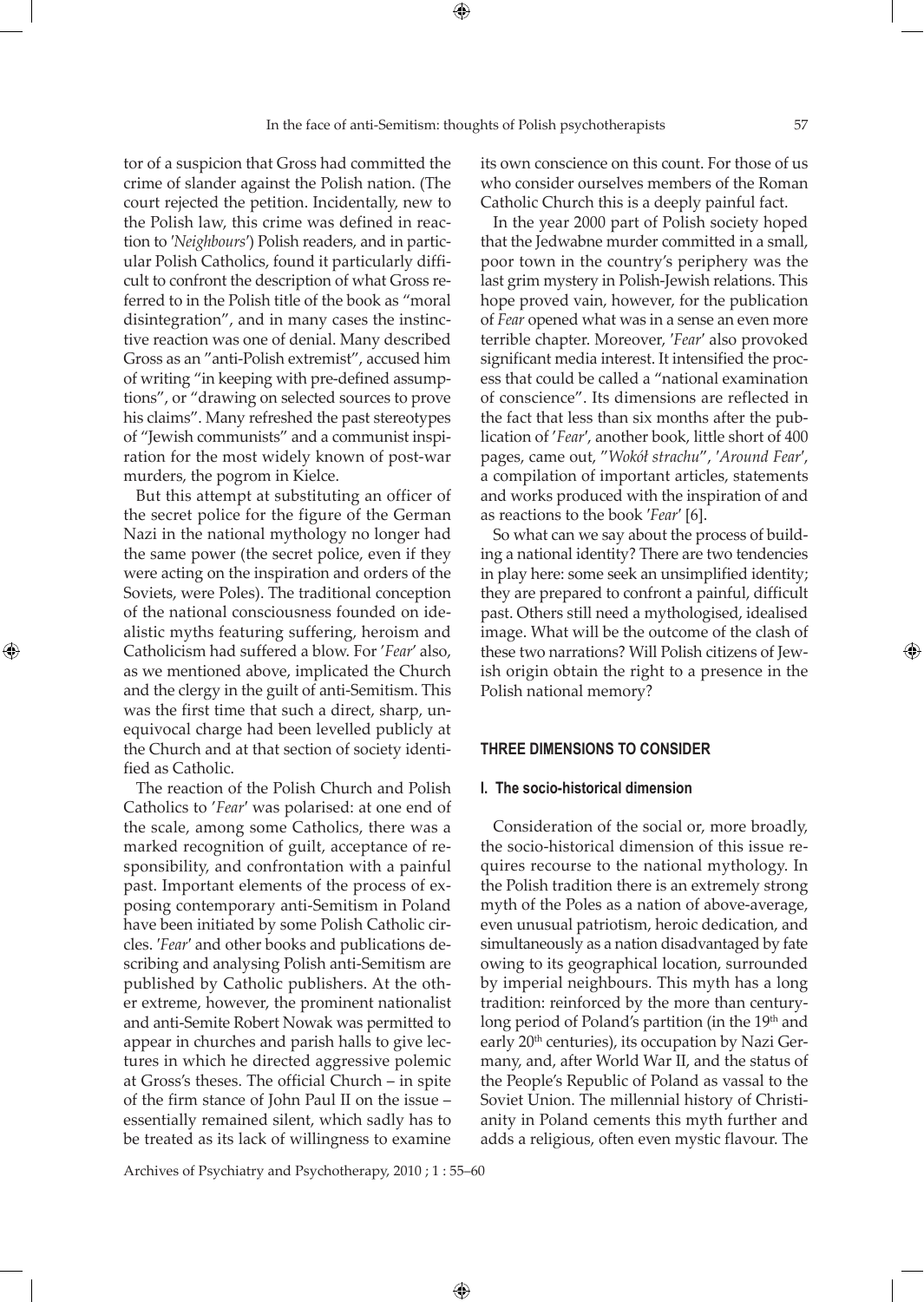tor of a suspicion that Gross had committed the crime of slander against the Polish nation. (The court rejected the petition. Incidentally, new to the Polish law, this crime was defined in reaction to '*Neighbours*') Polish readers, and in particular Polish Catholics, found it particularly difficult to confront the description of what Gross referred to in the Polish title of the book as "moral disintegration", and in many cases the instinctive reaction was one of denial. Many described Gross as an "anti-Polish extremist", accused him of writing "in keeping with pre-defined assumptions", or "drawing on selected sources to prove his claims". Many refreshed the past stereotypes of "Jewish communists" and a communist inspiration for the most widely known of post-war murders, the pogrom in Kielce.

But this attempt at substituting an officer of the secret police for the figure of the German Nazi in the national mythology no longer had the same power (the secret police, even if they were acting on the inspiration and orders of the Soviets, were Poles). The traditional conception of the national consciousness founded on idealistic myths featuring suffering, heroism and Catholicism had suffered a blow. For '*Fear*' also, as we mentioned above, implicated the Church and the clergy in the guilt of anti-Semitism. This was the first time that such a direct, sharp, unequivocal charge had been levelled publicly at the Church and at that section of society identified as Catholic.

The reaction of the Polish Church and Polish Catholics to '*Fear*' was polarised: at one end of the scale, among some Catholics, there was a marked recognition of guilt, acceptance of responsibility, and confrontation with a painful past. Important elements of the process of exposing contemporary anti-Semitism in Poland have been initiated by some Polish Catholic circles. '*Fear*' and other books and publications describing and analysing Polish anti-Semitism are published by Catholic publishers. At the other extreme, however, the prominent nationalist and anti-Semite Robert Nowak was permitted to appear in churches and parish halls to give lectures in which he directed aggressive polemic at Gross's theses. The official Church – in spite of the firm stance of John Paul II on the issue – essentially remained silent, which sadly has to be treated as its lack of willingness to examine its own conscience on this count. For those of us who consider ourselves members of the Roman Catholic Church this is a deeply painful fact.

In the year 2000 part of Polish society hoped that the Jedwabne murder committed in a small, poor town in the country's periphery was the last grim mystery in Polish-Jewish relations. This hope proved vain, however, for the publication of *Fear* opened what was in a sense an even more terrible chapter. Moreover, '*Fear*' also provoked significant media interest. It intensified the process that could be called a "national examination of conscience". Its dimensions are reflected in the fact that less than six months after the publication of '*Fear*', another book, little short of 400 pages, came out, "*Wokół strachu*", '*Around Fear*', a compilation of important articles, statements and works produced with the inspiration of and as reactions to the book '*Fear*' [6].

So what can we say about the process of building a national identity? There are two tendencies in play here: some seek an unsimplified identity; they are prepared to confront a painful, difficult past. Others still need a mythologised, idealised image. What will be the outcome of the clash of these two narrations? Will Polish citizens of Jewish origin obtain the right to a presence in the Polish national memory?

## THREE DIMENSIONS TO CONSIDER

### I. The socio-historical dimension

Consideration of the social or, more broadly, the socio-historical dimension of this issue requires recourse to the national mythology. In the Polish tradition there is an extremely strong myth of the Poles as a nation of above-average, even unusual patriotism, heroic dedication, and simultaneously as a nation disadvantaged by fate owing to its geographical location, surrounded by imperial neighbours. This myth has a long tradition: reinforced by the more than century-long period of Poland's partition (in the 19th and early 20th centuries), its occupation by Nazi Germany, and, after World War II, and the status of the People's Republic of Poland as vassal to the Soviet Union. The millennial history of Christianity in Poland cements this myth further and adds a religious, often even mystic flavour. The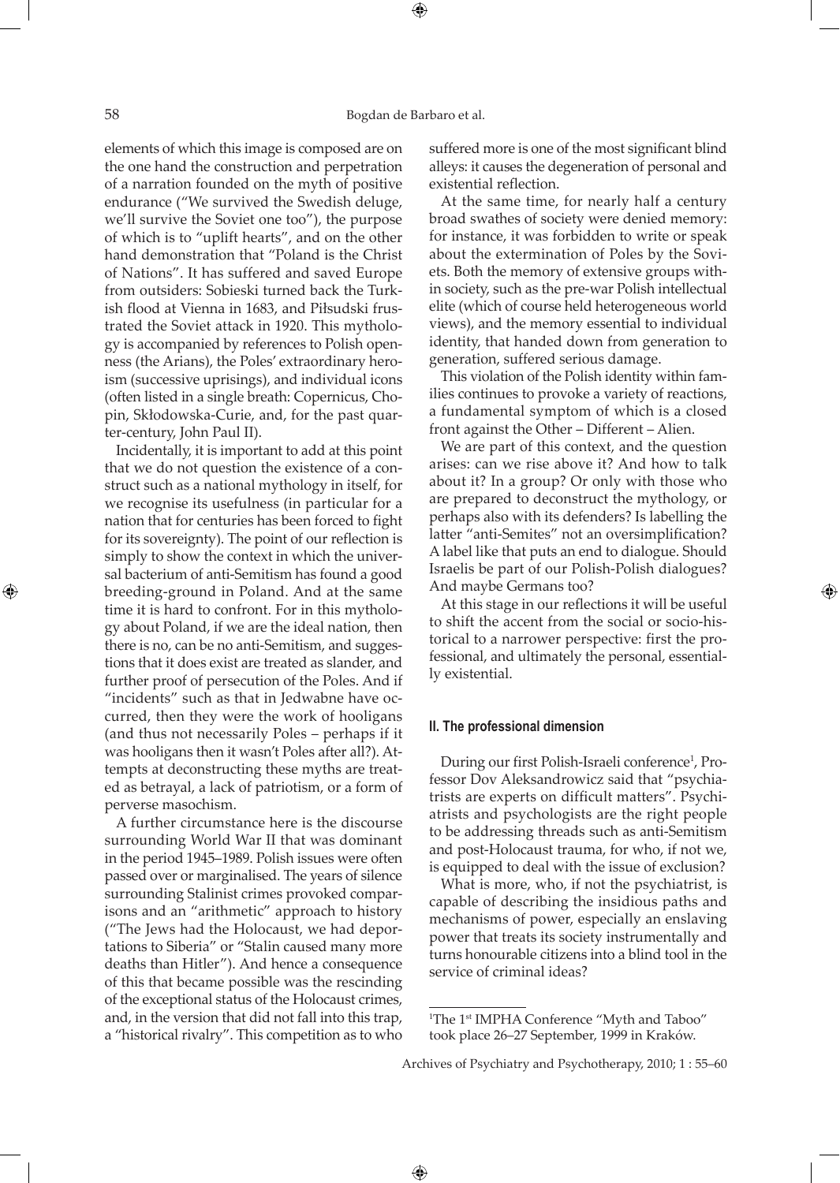elements of which this image is composed are on the one hand the construction and perpetration of a narration founded on the myth of positive endurance ("We survived the Swedish deluge, we'll survive the Soviet one too"), the purpose of which is to "uplift hearts", and on the other hand demonstration that "Poland is the Christ of Nations". It has suffered and saved Europe from outsiders: Sobieski turned back the Turkish flood at Vienna in 1683, and Piłsudski frustrated the Soviet attack in 1920. This mythology is accompanied by references to Polish openness (the Arians), the Poles' extraordinary heroism (successive uprisings), and individual icons (often listed in a single breath: Copernicus, Chopin, Skłodowska-Curie, and, for the past quarter-century, John Paul II).

Incidentally, it is important to add at this point that we do not question the existence of a construct such as a national mythology in itself, for we recognise its usefulness (in particular for a nation that for centuries has been forced to fight for its sovereignty). The point of our reflection is simply to show the context in which the universal bacterium of anti-Semitism has found a good breeding-ground in Poland. And at the same time it is hard to confront. For in this mythology about Poland, if we are the ideal nation, then there is no, can be no anti-Semitism, and suggestions that it does exist are treated as slander, and further proof of persecution of the Poles. And if "incidents" such as that in Jedwabne have occurred, then they were the work of hooligans (and thus not necessarily Poles – perhaps if it was hooligans then it wasn't Poles after all?). Attempts at deconstructing these myths are treated as betrayal, a lack of patriotism, or a form of perverse masochism.

A further circumstance here is the discourse surrounding World War II that was dominant in the period 1945–1989. Polish issues were often passed over or marginalised. The years of silence surrounding Stalinist crimes provoked comparisons and an "arithmetic" approach to history ("The Jews had the Holocaust, we had deportations to Siberia" or "Stalin caused many more deaths than Hitler"). And hence a consequence of this that became possible was the rescinding of the exceptional status of the Holocaust crimes, and, in the version that did not fall into this trap, a "historical rivalry". This competition as to who suffered more is one of the most significant blind alleys: it causes the degeneration of personal and existential reflection.

At the same time, for nearly half a century broad swathes of society were denied memory: for instance, it was forbidden to write or speak about the extermination of Poles by the Soviets. Both the memory of extensive groups within society, such as the pre-war Polish intellectual elite (which of course held heterogeneous world views), and the memory essential to individual identity, that handed down from generation to generation, suffered serious damage.

This violation of the Polish identity within families continues to provoke a variety of reactions, a fundamental symptom of which is a closed front against the Other – Different – Alien.

We are part of this context, and the question arises: can we rise above it? And how to talk about it? In a group? Or only with those who are prepared to deconstruct the mythology, or perhaps also with its defenders? Is labelling the latter "anti-Semites" not an oversimplification? A label like that puts an end to dialogue. Should Israelis be part of our Polish-Polish dialogues? And maybe Germans too?

At this stage in our reflections it will be useful to shift the accent from the social or socio-historical to a narrower perspective: first the professional, and ultimately the personal, essentially existential.

## II. The professional dimension

During our first Polish-Israeli conference[1], Professor Dov Aleksandrowicz said that "psychiatrists are experts on difficult matters". Psychiatrists and psychologists are the right people to be addressing threads such as anti-Semitism and post-Holocaust trauma, for who, if not we, is equipped to deal with the issue of exclusion?

What is more, who, if not the psychiatrist, is capable of describing the insidious paths and mechanisms of power, especially an enslaving power that treats its society instrumentally and turns honourable citizens into a blind tool in the service of criminal ideas?

---

[1]The 1st IMPHA Conference "Myth and Taboo" took place 26–27 September, 1999 in Kraków.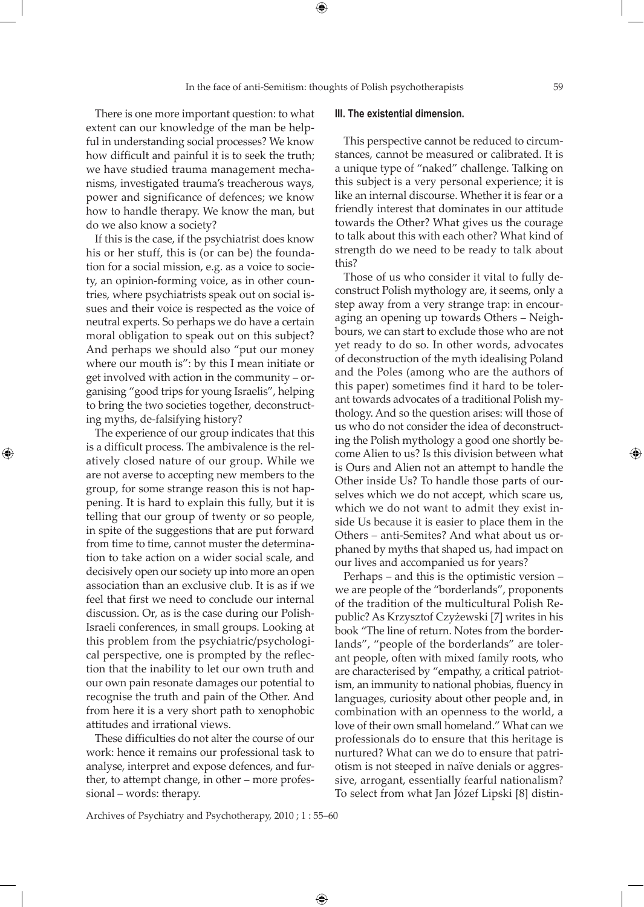There is one more important question: to what extent can our knowledge of the man be helpful in understanding social processes? We know how difficult and painful it is to seek the truth; we have studied trauma management mechanisms, investigated trauma's treacherous ways, power and significance of defences; we know how to handle therapy. We know the man, but do we also know a society?

If this is the case, if the psychiatrist does know his or her stuff, this is (or can be) the foundation for a social mission, e.g. as a voice to society, an opinion-forming voice, as in other countries, where psychiatrists speak out on social issues and their voice is respected as the voice of neutral experts. So perhaps we do have a certain moral obligation to speak out on this subject? And perhaps we should also "put our money where our mouth is": by this I mean initiate or get involved with action in the community – organising "good trips for young Israelis", helping to bring the two societies together, deconstructing myths, de-falsifying history?

The experience of our group indicates that this is a difficult process. The ambivalence is the relatively closed nature of our group. While we are not averse to accepting new members to the group, for some strange reason this is not happening. It is hard to explain this fully, but it is telling that our group of twenty or so people, in spite of the suggestions that are put forward from time to time, cannot muster the determination to take action on a wider social scale, and decisively open our society up into more an open association than an exclusive club. It is as if we feel that first we need to conclude our internal discussion. Or, as is the case during our Polish-Israeli conferences, in small groups. Looking at this problem from the psychiatric/psychological perspective, one is prompted by the reflection that the inability to let our own truth and our own pain resonate damages our potential to recognise the truth and pain of the Other. And from here it is a very short path to xenophobic attitudes and irrational views.

These difficulties do not alter the course of our work: hence it remains our professional task to analyse, interpret and expose defences, and further, to attempt change, in other – more professional – words: therapy.

### III. The existential dimension.

This perspective cannot be reduced to circumstances, cannot be measured or calibrated. It is a unique type of "naked" challenge. Talking on this subject is a very personal experience; it is like an internal discourse. Whether it is fear or a friendly interest that dominates in our attitude towards the Other? What gives us the courage to talk about this with each other? What kind of strength do we need to be ready to talk about this?

Those of us who consider it vital to fully deconstruct Polish mythology are, it seems, only a step away from a very strange trap: in encouraging an opening up towards Others – Neighbours, we can start to exclude those who are not yet ready to do so. In other words, advocates of deconstruction of the myth idealising Poland and the Poles (among who are the authors of this paper) sometimes find it hard to be tolerant towards advocates of a traditional Polish mythology. And so the question arises: will those of us who do not consider the idea of deconstructing the Polish mythology a good one shortly become Alien to us? Is this division between what is Ours and Alien not an attempt to handle the Other inside Us? To handle those parts of ourselves which we do not accept, which scare us, which we do not want to admit they exist inside Us because it is easier to place them in the Others – anti-Semites? And what about us orphaned by myths that shaped us, had impact on our lives and accompanied us for years?

Perhaps – and this is the optimistic version – we are people of the "borderlands", proponents of the tradition of the multicultural Polish Republic? As Krzysztof Czyżewski [7] writes in his book "The line of return. Notes from the borderlands", "people of the borderlands" are tolerant people, often with mixed family roots, who are characterised by "empathy, a critical patriotism, an immunity to national phobias, fluency in languages, curiosity about other people and, in combination with an openness to the world, a love of their own small homeland." What can we professionals do to ensure that this heritage is nurtured? What can we do to ensure that patriotism is not steeped in naïve denials or aggressive, arrogant, essentially fearful nationalism? To select from what Jan Józef Lipski [8] distin-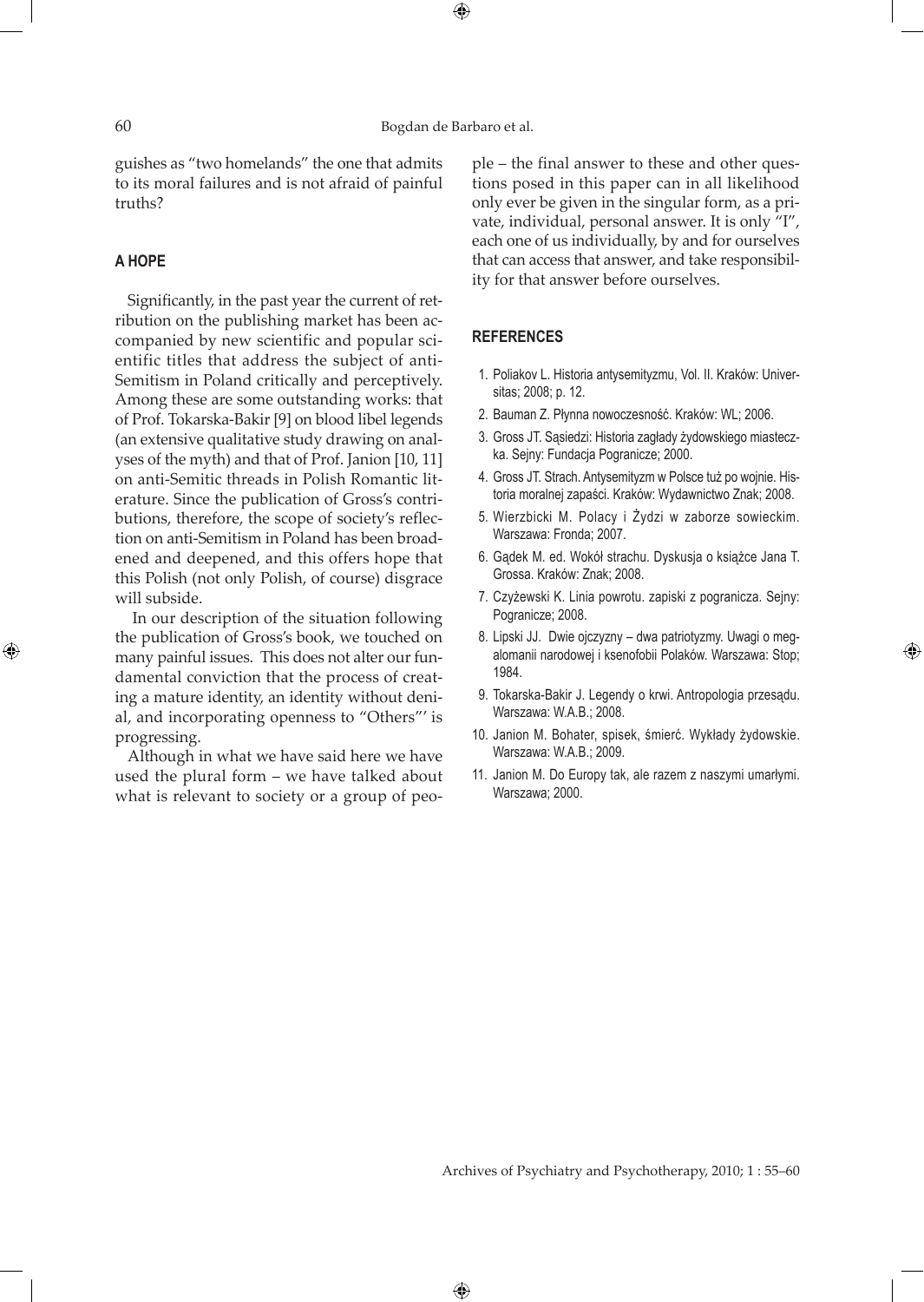guishes as "two homelands" the one that admits to its moral failures and is not afraid of painful truths?

## A HOPE

Significantly, in the past year the current of retribution on the publishing market has been accompanied by new scientific and popular scientific titles that address the subject of anti-Semitism in Poland critically and perceptively. Among these are some outstanding works: that of Prof. Tokarska-Bakir [9] on blood libel legends (an extensive qualitative study drawing on analyses of the myth) and that of Prof. Janion [10, 11] on anti-Semitic threads in Polish Romantic literature. Since the publication of Gross's contributions, therefore, the scope of society's reflection on anti-Semitism in Poland has been broadened and deepened, and this offers hope that this Polish (not only Polish, of course) disgrace will subside.

In our description of the situation following the publication of Gross's book, we touched on many painful issues. This does not alter our fundamental conviction that the process of creating a mature identity, an identity without denial, and incorporating openness to "Others"' is progressing.

Although in what we have said here we have used the plural form – we have talked about what is relevant to society or a group of people – the final answer to these and other questions posed in this paper can in all likelihood only ever be given in the singular form, as a private, individual, personal answer. It is only "I", each one of us individually, by and for ourselves that can access that answer, and take responsibility for that answer before ourselves.

## REFERENCES

1. Poliakov L. Historia antysemityzmu, Vol. II. Kraków: Universitas; 2008; p. 12.
2. Bauman Z. Płynna nowoczesność. Kraków: WL; 2006.
3. Gross JT. Sąsiedzi: Historia zagłady żydowskiego miasteczka. Sejny: Fundacja Pogranicze; 2000.
4. Gross JT. Strach. Antysemityzm w Polsce tuż po wojnie. Historia moralnej zapaści. Kraków: Wydawnictwo Znak; 2008.
5. Wierzbicki M. Polacy i Żydzi w zaborze sowieckim. Warszawa: Fronda; 2007.
6. Gądek M. ed. Wokół strachu. Dyskusja o książce Jana T. Grossa. Kraków: Znak; 2008.
7. Czyżewski K. Linia powrotu. zapiski z pogranicza. Sejny: Pogranicze; 2008.
8. Lipski JJ. Dwie ojczyzny – dwa patriotyzmy. Uwagi o megalomanii narodowej i ksenofobii Polaków. Warszawa: Stop; 1984.
9. Tokarska-Bakir J. Legendy o krwi. Antropologia przesądu. Warszawa: W.A.B.; 2008.
10. Janion M. Bohater, spisek, śmierć. Wykłady żydowskie. Warszawa: W.A.B.; 2009.
11. Janion M. Do Europy tak, ale razem z naszymi umarłymi. Warszawa; 2000.